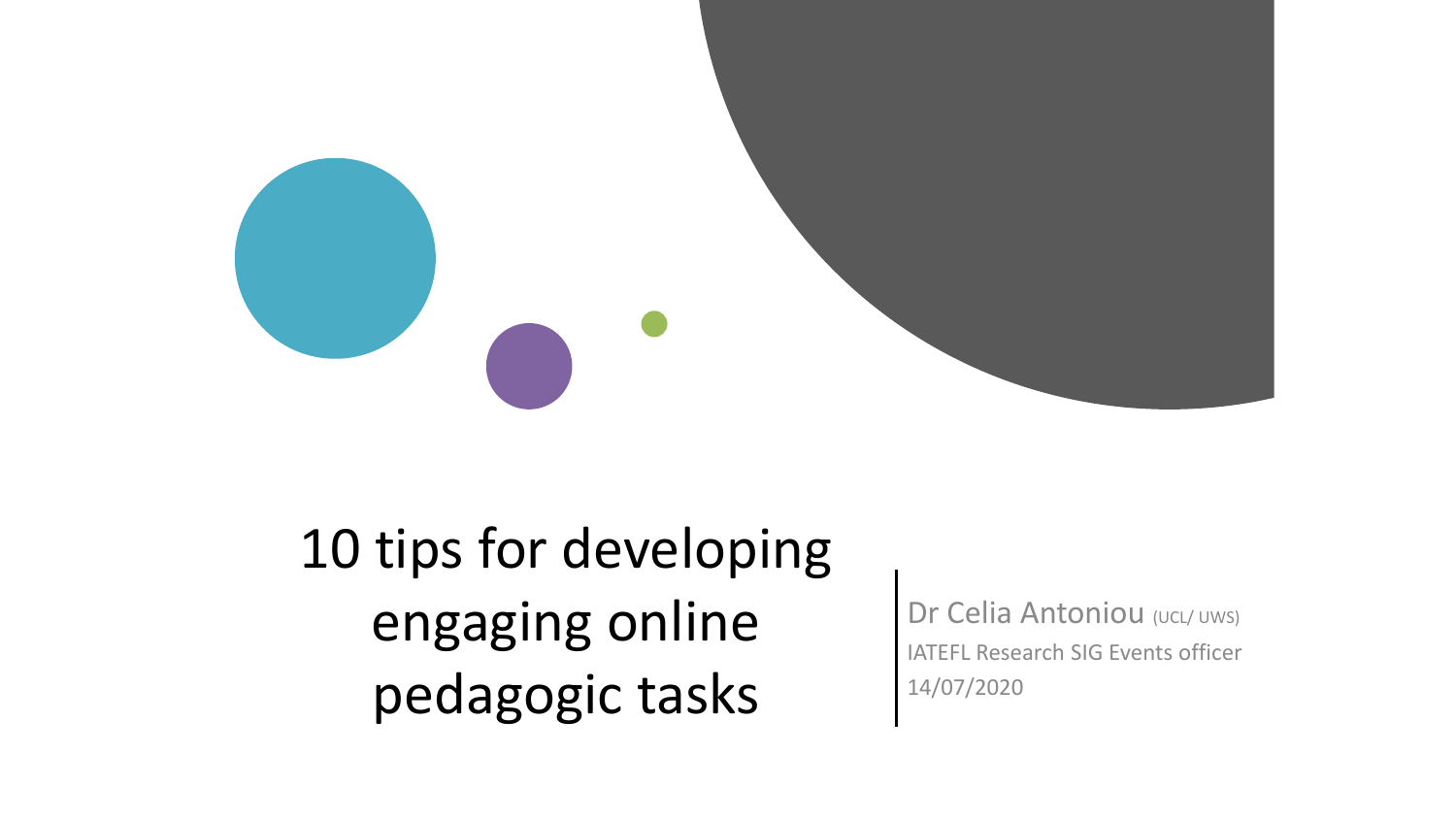# 10 tips for developing engaging online pedagogic tasks

Dr Celia Antoniou (UCL/ UWS)

IATEFL Research SIG Events officer

14/07/2020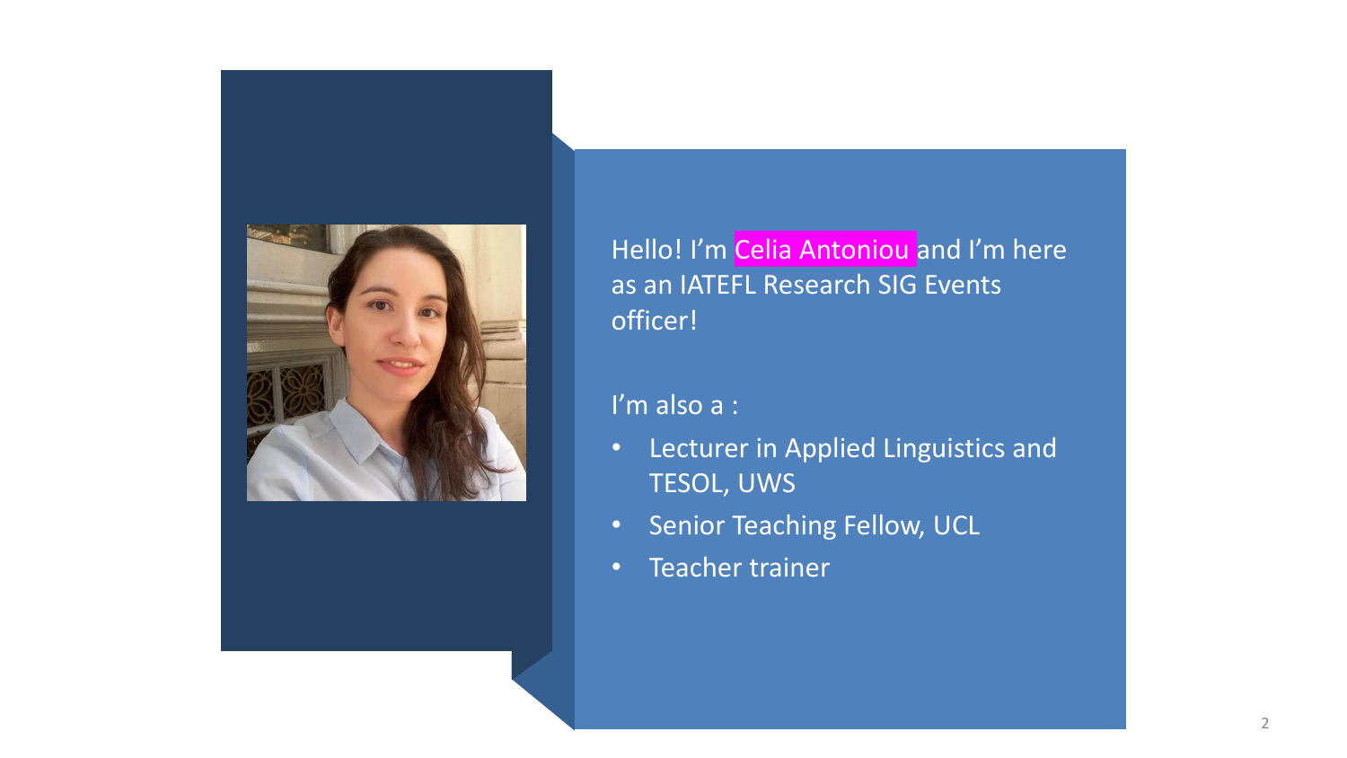Hello! I'm Celia Antoniou and I'm here as an IATEFL Research SIG Events officer!

I'm also a :

- Lecturer in Applied Linguistics and TESOL, UWS
- Senior Teaching Fellow, UCL
- Teacher trainer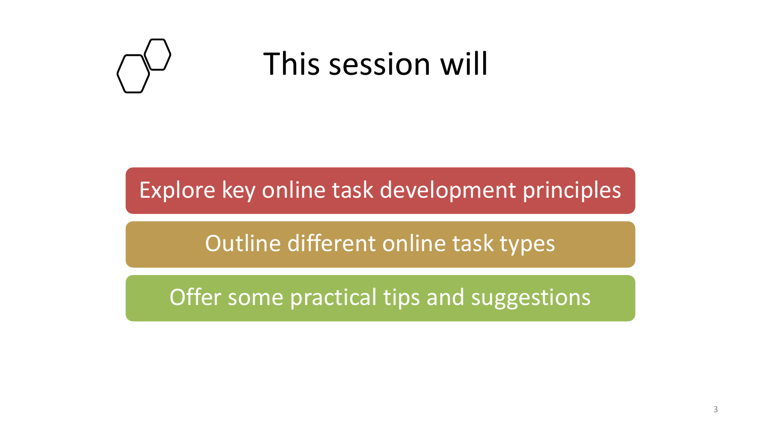# This session will

- Explore key online task development principles
- Outline different online task types
- Offer some practical tips and suggestions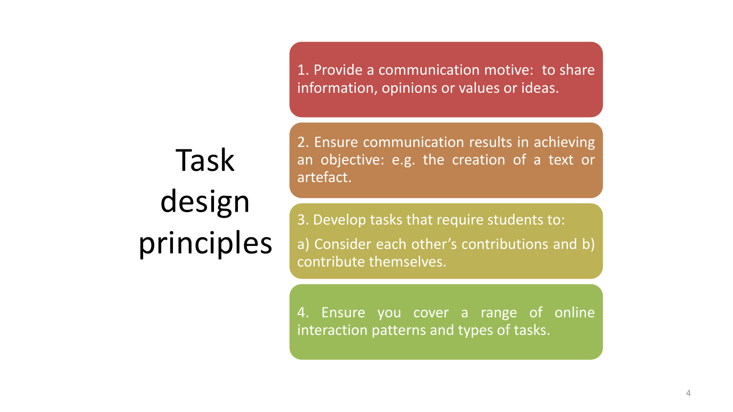# Task design principles

1. Provide a communication motive: to share information, opinions or values or ideas.

2. Ensure communication results in achieving an objective: e.g. the creation of a text or artefact.

3. Develop tasks that require students to:

   a) Consider each other's contributions and b) contribute themselves.

4. Ensure you cover a range of online interaction patterns and types of tasks.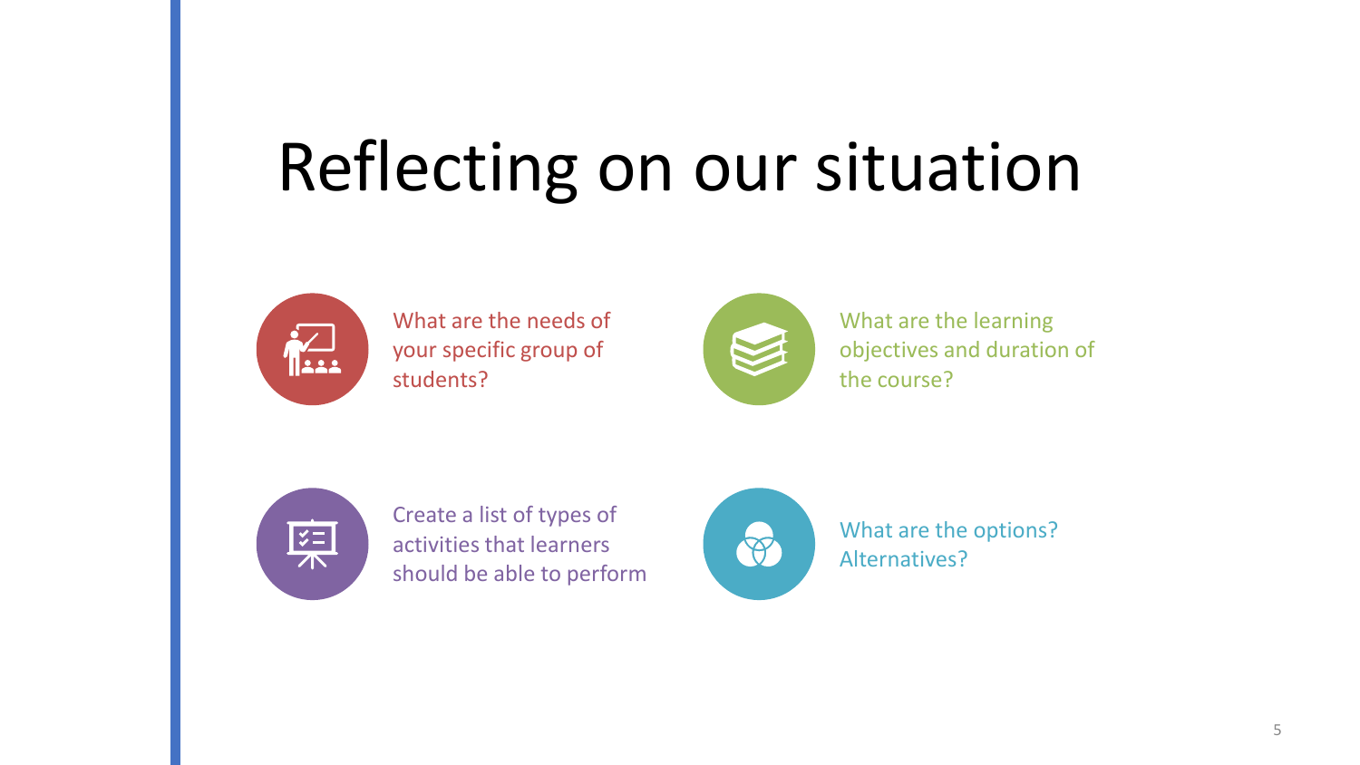# Reflecting on our situation

- What are the needs of your specific group of students?
- What are the learning objectives and duration of the course?
- Create a list of types of activities that learners should be able to perform
- What are the options? Alternatives?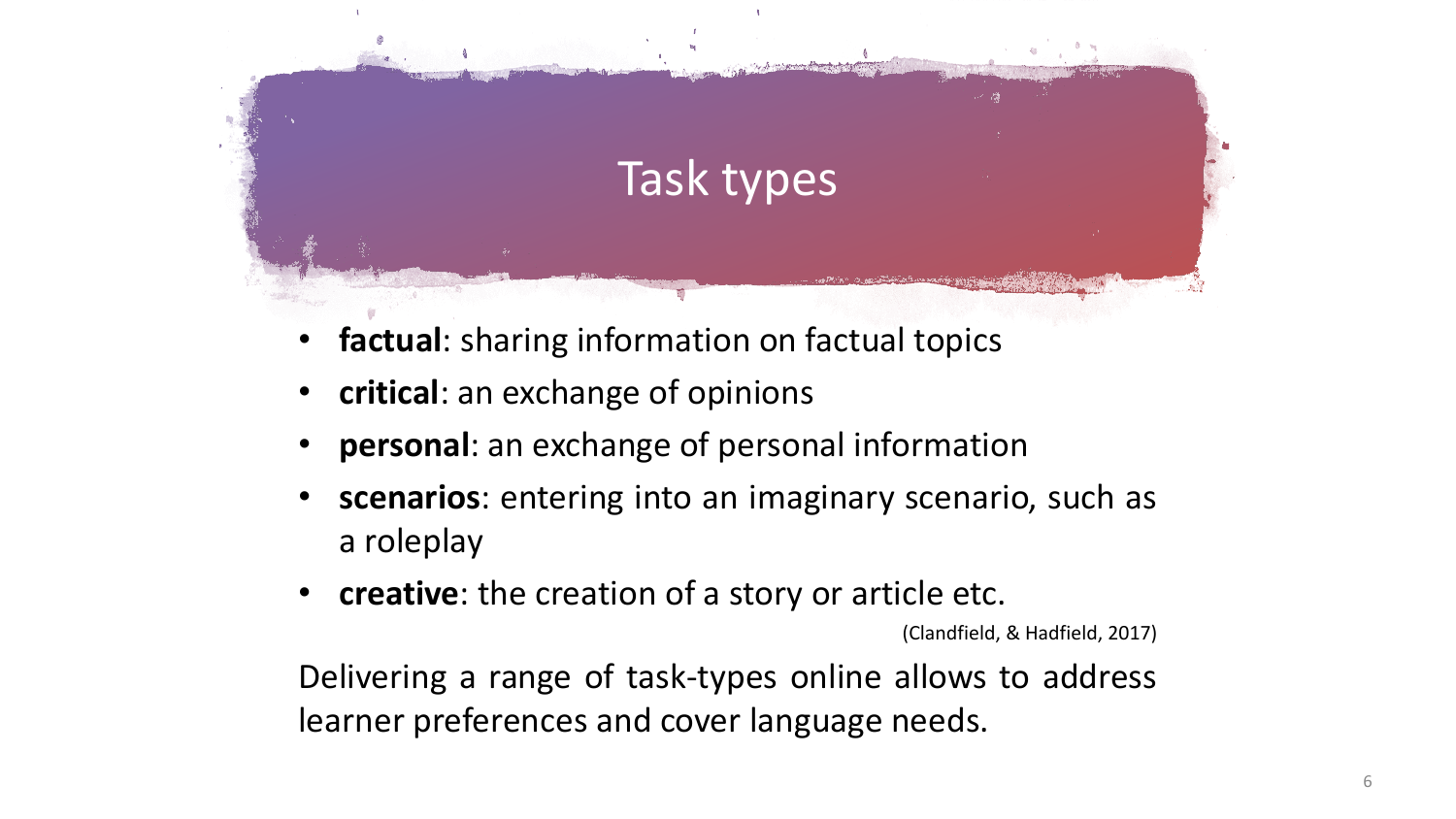# Task types

- **factual**: sharing information on factual topics
- **critical**: an exchange of opinions
- **personal**: an exchange of personal information
- **scenarios**: entering into an imaginary scenario, such as a roleplay
- **creative**: the creation of a story or article etc.

(Clandfield, & Hadfield, 2017)

Delivering a range of task-types online allows to address learner preferences and cover language needs.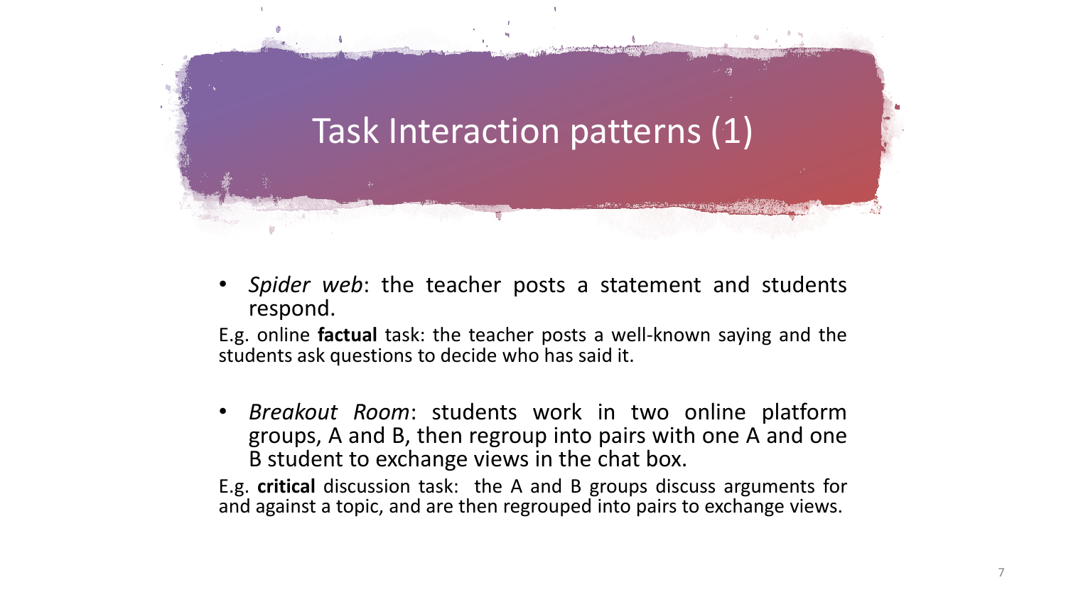# Task Interaction patterns (1)

- *Spider web*: the teacher posts a statement and students respond.

E.g. online **factual** task: the teacher posts a well-known saying and the students ask questions to decide who has said it.

- *Breakout Room*: students work in two online platform groups, A and B, then regroup into pairs with one A and one B student to exchange views in the chat box.

E.g. **critical** discussion task: the A and B groups discuss arguments for and against a topic, and are then regrouped into pairs to exchange views.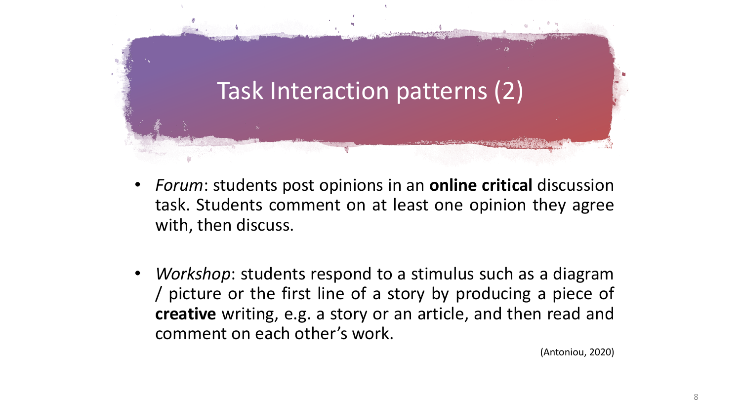# Task Interaction patterns (2)

- *Forum*: students post opinions in an **online critical** discussion task. Students comment on at least one opinion they agree with, then discuss.

- *Workshop*: students respond to a stimulus such as a diagram / picture or the first line of a story by producing a piece of **creative** writing, e.g. a story or an article, and then read and comment on each other's work.

(Antoniou, 2020)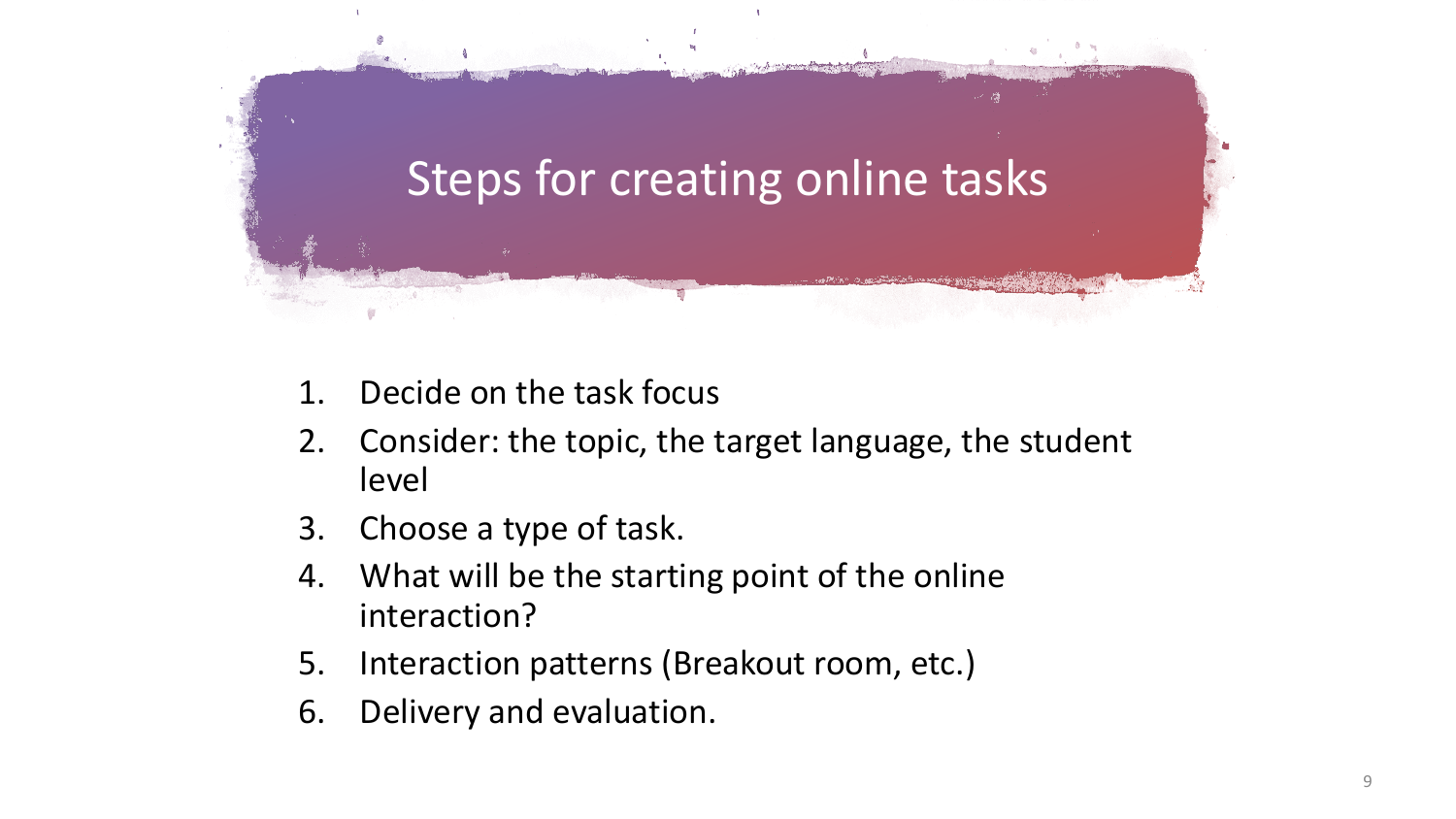# Steps for creating online tasks

1. Decide on the task focus
2. Consider: the topic, the target language, the student level
3. Choose a type of task.
4. What will be the starting point of the online interaction?
5. Interaction patterns (Breakout room, etc.)
6. Delivery and evaluation.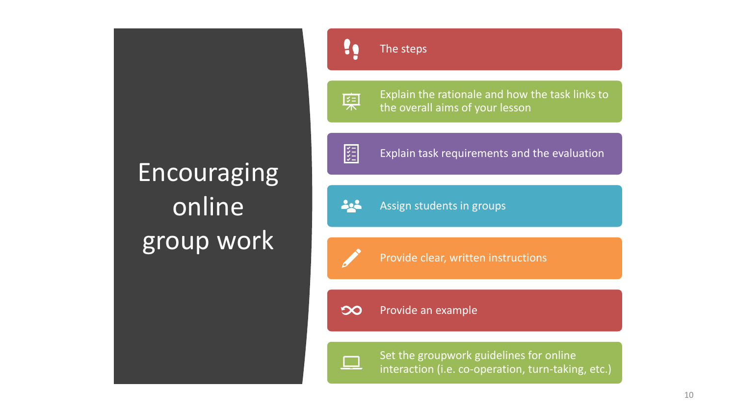# Encouraging online group work

- The steps
- Explain the rationale and how the task links to the overall aims of your lesson
- Explain task requirements and the evaluation
- Assign students in groups
- Provide clear, written instructions
- Provide an example
- Set the groupwork guidelines for online interaction (i.e. co-operation, turn-taking, etc.)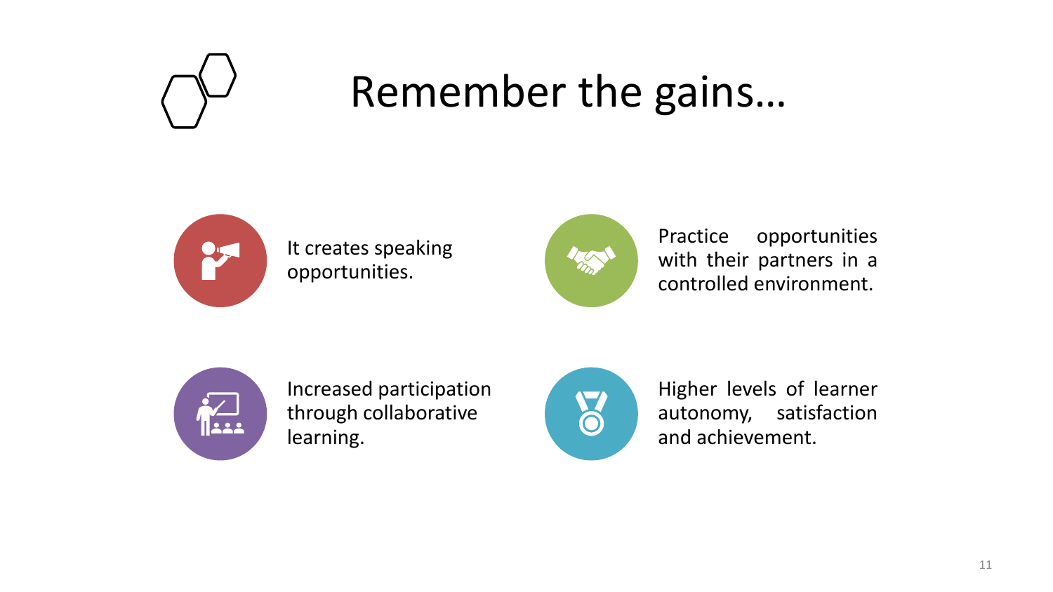# Remember the gains…

- It creates speaking opportunities.
- Practice opportunities with their partners in a controlled environment.
- Increased participation through collaborative learning.
- Higher levels of learner autonomy, satisfaction and achievement.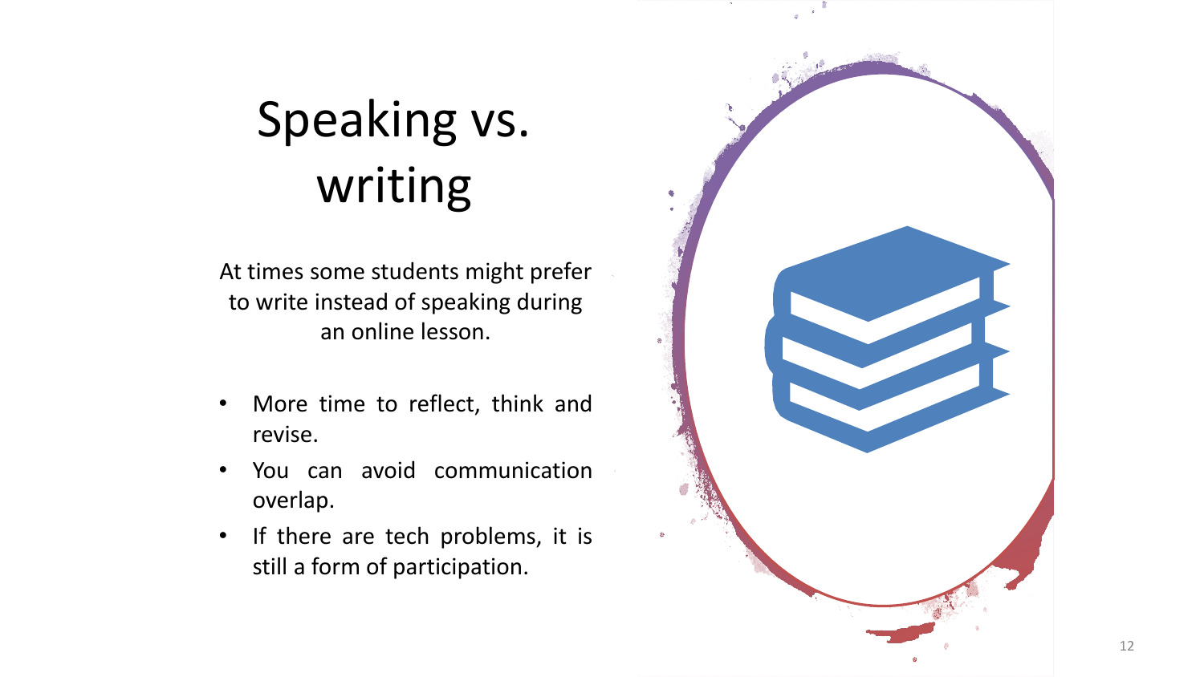# Speaking vs. writing

At times some students might prefer to write instead of speaking during an online lesson.

- More time to reflect, think and revise.
- You can avoid communication overlap.
- If there are tech problems, it is still a form of participation.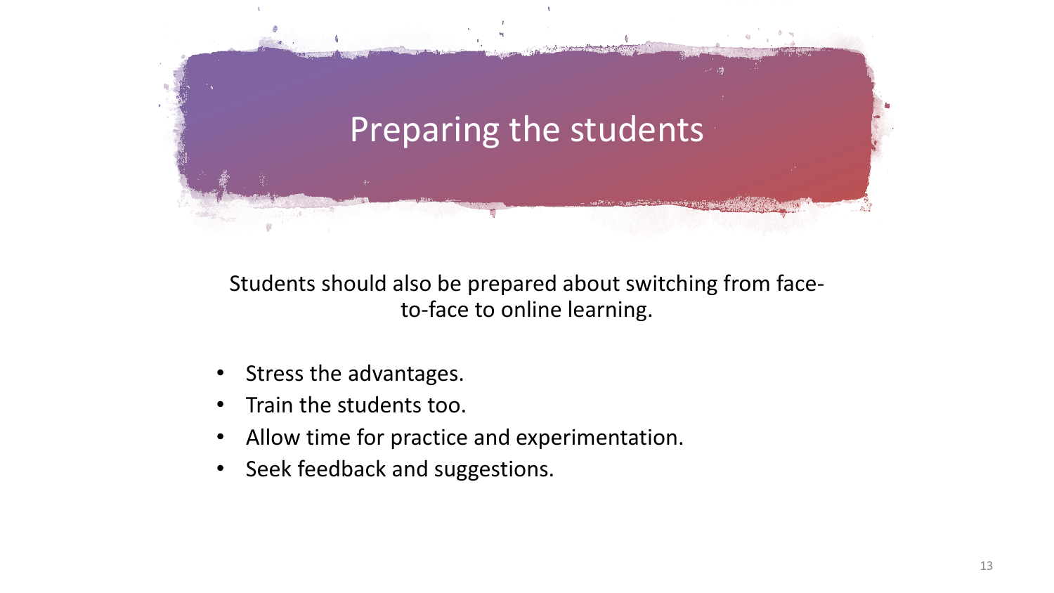# Preparing the students

Students should also be prepared about switching from face-to-face to online learning.

- Stress the advantages.
- Train the students too.
- Allow time for practice and experimentation.
- Seek feedback and suggestions.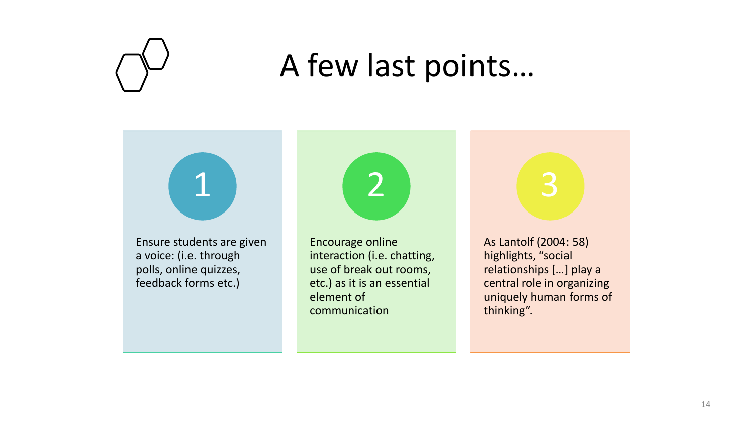# A few last points…

1. Ensure students are given a voice: (i.e. through polls, online quizzes, feedback forms etc.)

2. Encourage online interaction (i.e. chatting, use of break out rooms, etc.) as it is an essential element of communication

3. As Lantolf (2004: 58) highlights, “social relationships […] play a central role in organizing uniquely human forms of thinking”.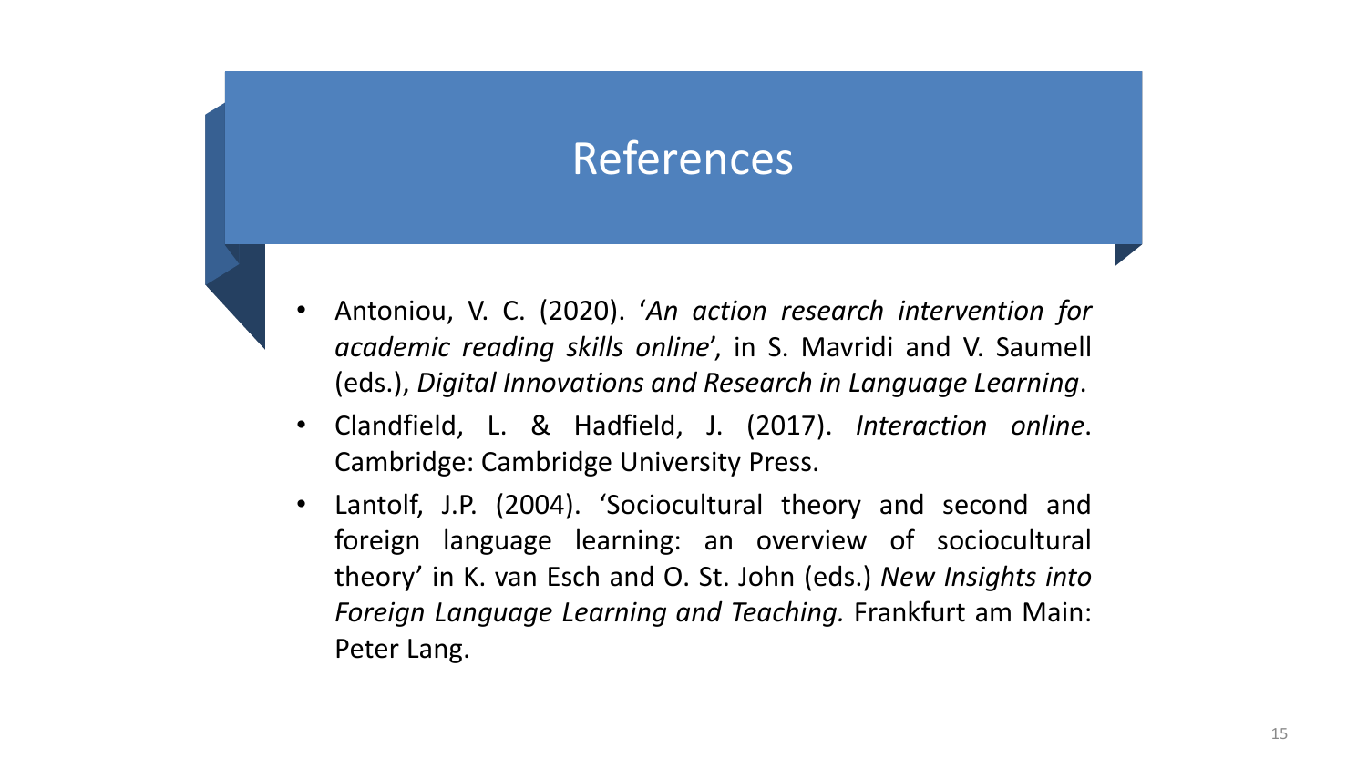# References

- Antoniou, V. C. (2020). '*An action research intervention for academic reading skills online*', in S. Mavridi and V. Saumell (eds.), *Digital Innovations and Research in Language Learning*.
- Clandfield, L. & Hadfield, J. (2017). *Interaction online*. Cambridge: Cambridge University Press.
- Lantolf, J.P. (2004). 'Sociocultural theory and second and foreign language learning: an overview of sociocultural theory' in K. van Esch and O. St. John (eds.) *New Insights into Foreign Language Learning and Teaching.* Frankfurt am Main: Peter Lang.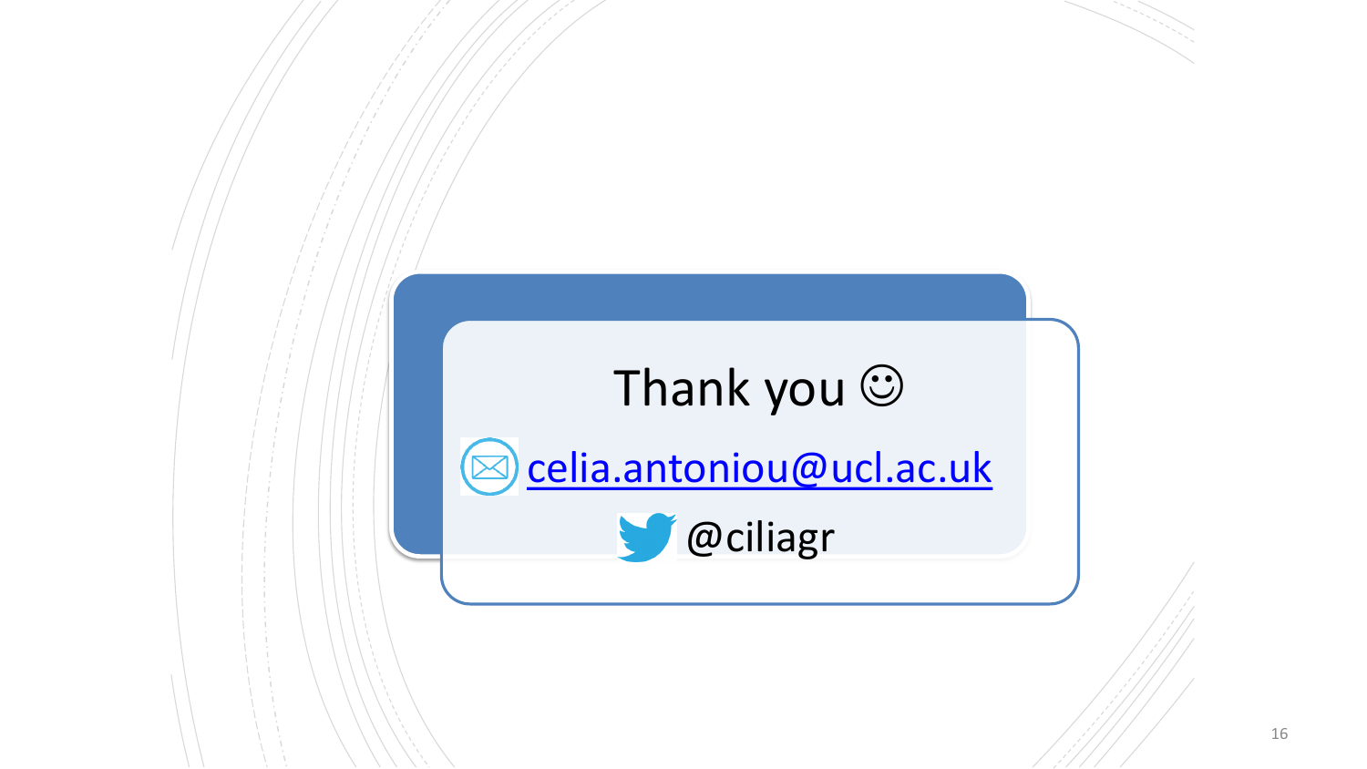Thank you ☺

celia.antoniou@ucl.ac.uk

@ciliagr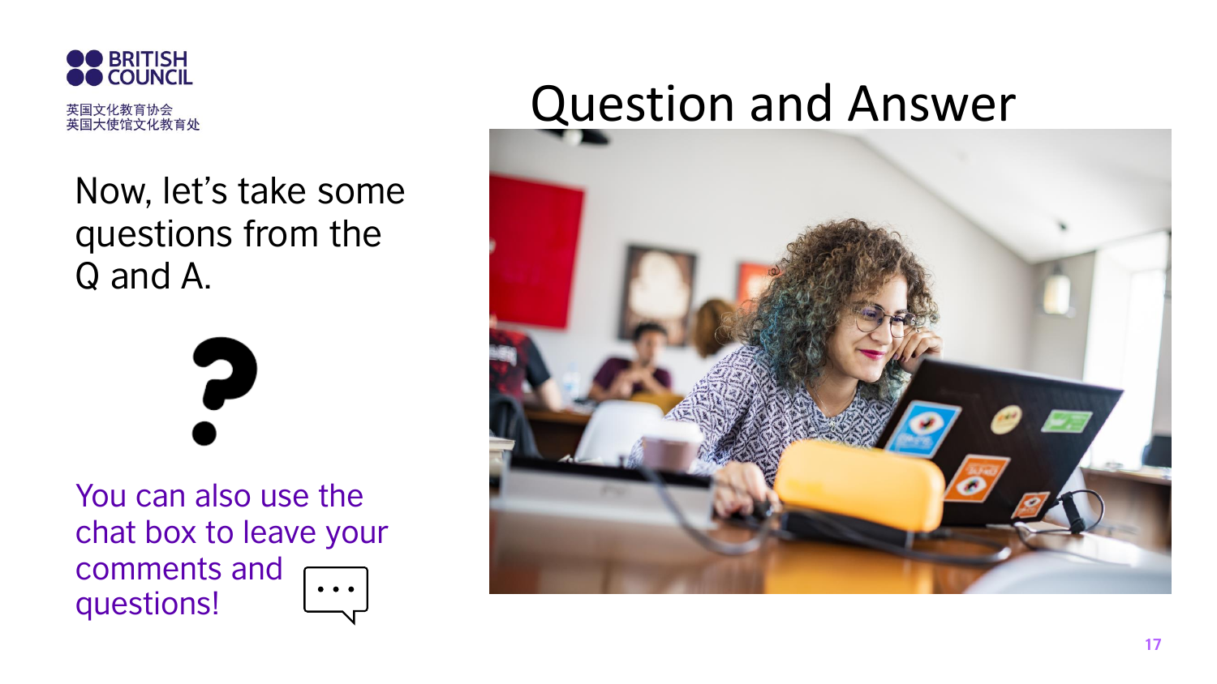BRITISH COUNCIL

英国文化教育协会
英国大使馆文化教育处

# Question and Answer

Now, let's take some questions from the Q and A.

You can also use the chat box to leave your comments and questions!